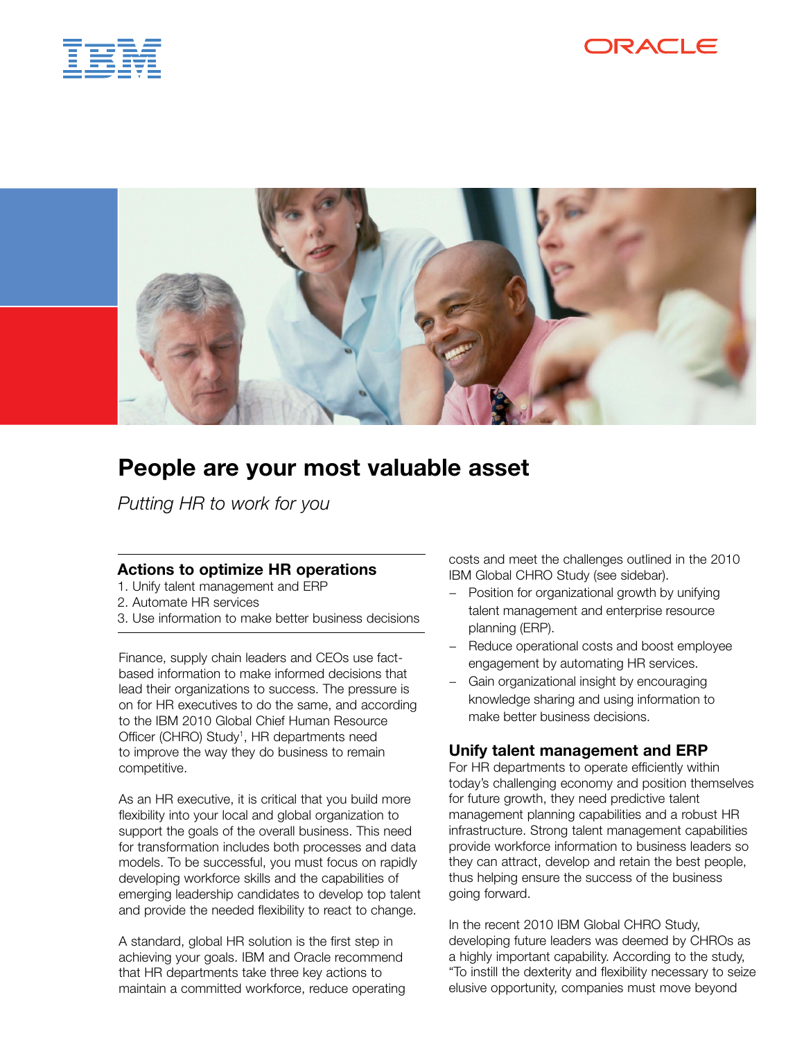# People are your most valuable asset

*Putting HR to work for you*

## Actions to optimize HR operations

1. Unify talent management and ERP
2. Automate HR services
3. Use information to make better business decisions

Finance, supply chain leaders and CEOs use fact-based information to make informed decisions that lead their organizations to success. The pressure is on for HR executives to do the same, and according to the IBM 2010 Global Chief Human Resource Officer (CHRO) Study[1], HR departments need to improve the way they do business to remain competitive.

As an HR executive, it is critical that you build more flexibility into your local and global organization to support the goals of the overall business. This need for transformation includes both processes and data models. To be successful, you must focus on rapidly developing workforce skills and the capabilities of emerging leadership candidates to develop top talent and provide the needed flexibility to react to change.

A standard, global HR solution is the first step in achieving your goals. IBM and Oracle recommend that HR departments take three key actions to maintain a committed workforce, reduce operating costs and meet the challenges outlined in the 2010 IBM Global CHRO Study (see sidebar).

- Position for organizational growth by unifying talent management and enterprise resource planning (ERP).
- Reduce operational costs and boost employee engagement by automating HR services.
- Gain organizational insight by encouraging knowledge sharing and using information to make better business decisions.

## Unify talent management and ERP

For HR departments to operate efficiently within today's challenging economy and position themselves for future growth, they need predictive talent management planning capabilities and a robust HR infrastructure. Strong talent management capabilities provide workforce information to business leaders so they can attract, develop and retain the best people, thus helping ensure the success of the business going forward.

In the recent 2010 IBM Global CHRO Study, developing future leaders was deemed by CHROs as a highly important capability. According to the study, "To instill the dexterity and flexibility necessary to seize elusive opportunity, companies must move beyond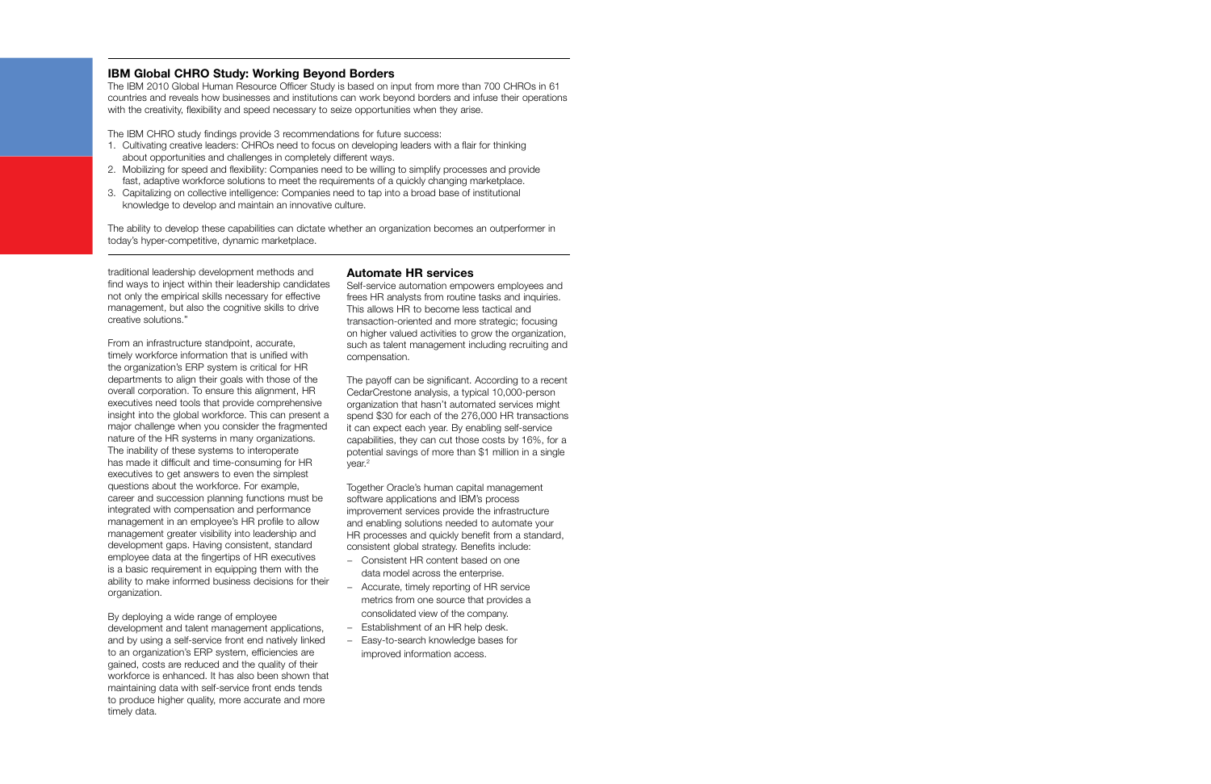## IBM Global CHRO Study: Working Beyond Borders

The IBM 2010 Global Human Resource Officer Study is based on input from more than 700 CHROs in 61 countries and reveals how businesses and institutions can work beyond borders and infuse their operations with the creativity, flexibility and speed necessary to seize opportunities when they arise.

The IBM CHRO study findings provide 3 recommendations for future success:

1. Cultivating creative leaders: CHROs need to focus on developing leaders with a flair for thinking about opportunities and challenges in completely different ways.
2. Mobilizing for speed and flexibility: Companies need to be willing to simplify processes and provide fast, adaptive workforce solutions to meet the requirements of a quickly changing marketplace.
3. Capitalizing on collective intelligence: Companies need to tap into a broad base of institutional knowledge to develop and maintain an innovative culture.

The ability to develop these capabilities can dictate whether an organization becomes an outperformer in today's hyper-competitive, dynamic marketplace.

---

traditional leadership development methods and find ways to inject within their leadership candidates not only the empirical skills necessary for effective management, but also the cognitive skills to drive creative solutions."

From an infrastructure standpoint, accurate, timely workforce information that is unified with the organization's ERP system is critical for HR departments to align their goals with those of the overall corporation. To ensure this alignment, HR executives need tools that provide comprehensive insight into the global workforce. This can present a major challenge when you consider the fragmented nature of the HR systems in many organizations. The inability of these systems to interoperate has made it difficult and time-consuming for HR executives to get answers to even the simplest questions about the workforce. For example, career and succession planning functions must be integrated with compensation and performance management in an employee's HR profile to allow management greater visibility into leadership and development gaps. Having consistent, standard employee data at the fingertips of HR executives is a basic requirement in equipping them with the ability to make informed business decisions for their organization.

By deploying a wide range of employee development and talent management applications, and by using a self-service front end natively linked to an organization's ERP system, efficiencies are gained, costs are reduced and the quality of their workforce is enhanced. It has also been shown that maintaining data with self-service front ends tends to produce higher quality, more accurate and more timely data.

### Automate HR services

Self-service automation empowers employees and frees HR analysts from routine tasks and inquiries. This allows HR to become less tactical and transaction-oriented and more strategic; focusing on higher valued activities to grow the organization, such as talent management including recruiting and compensation.

The payoff can be significant. According to a recent CedarCrestone analysis, a typical 10,000-person organization that hasn't automated services might spend $30 for each of the 276,000 HR transactions it can expect each year. By enabling self-service capabilities, they can cut those costs by 16%, for a potential savings of more than $1 million in a single year.[2]

Together Oracle's human capital management software applications and IBM's process improvement services provide the infrastructure and enabling solutions needed to automate your HR processes and quickly benefit from a standard, consistent global strategy. Benefits include:

- Consistent HR content based on one data model across the enterprise.
- Accurate, timely reporting of HR service metrics from one source that provides a consolidated view of the company.
- Establishment of an HR help desk.
- Easy-to-search knowledge bases for improved information access.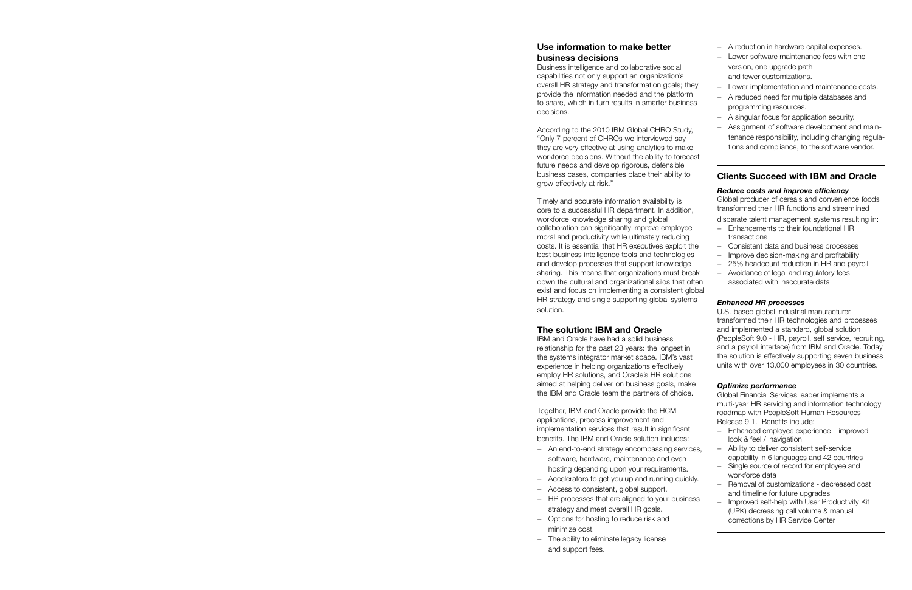## Use information to make better business decisions

Business intelligence and collaborative social capabilities not only support an organization's overall HR strategy and transformation goals; they provide the information needed and the platform to share, which in turn results in smarter business decisions.

According to the 2010 IBM Global CHRO Study, "Only 7 percent of CHROs we interviewed say they are very effective at using analytics to make workforce decisions. Without the ability to forecast future needs and develop rigorous, defensible business cases, companies place their ability to grow effectively at risk."

Timely and accurate information availability is core to a successful HR department. In addition, workforce knowledge sharing and global collaboration can significantly improve employee moral and productivity while ultimately reducing costs. It is essential that HR executives exploit the best business intelligence tools and technologies and develop processes that support knowledge sharing. This means that organizations must break down the cultural and organizational silos that often exist and focus on implementing a consistent global HR strategy and single supporting global systems solution.

## The solution: IBM and Oracle

IBM and Oracle have had a solid business relationship for the past 23 years: the longest in the systems integrator market space. IBM's vast experience in helping organizations effectively employ HR solutions, and Oracle's HR solutions aimed at helping deliver on business goals, make the IBM and Oracle team the partners of choice.

Together, IBM and Oracle provide the HCM applications, process improvement and implementation services that result in significant benefits. The IBM and Oracle solution includes:

- An end-to-end strategy encompassing services, software, hardware, maintenance and even hosting depending upon your requirements.
- Accelerators to get you up and running quickly.
- Access to consistent, global support.
- HR processes that are aligned to your business strategy and meet overall HR goals.
- Options for hosting to reduce risk and minimize cost.
- The ability to eliminate legacy license and support fees.
- A reduction in hardware capital expenses.
- Lower software maintenance fees with one version, one upgrade path and fewer customizations.
- Lower implementation and maintenance costs.
- A reduced need for multiple databases and programming resources.
- A singular focus for application security.
- Assignment of software development and maintenance responsibility, including changing regulations and compliance, to the software vendor.

## Clients Succeed with IBM and Oracle

***Reduce costs and improve efficiency***

Global producer of cereals and convenience foods transformed their HR functions and streamlined disparate talent management systems resulting in:

- Enhancements to their foundational HR transactions
- Consistent data and business processes
- Improve decision-making and profitability
- 25% headcount reduction in HR and payroll
- Avoidance of legal and regulatory fees associated with inaccurate data

***Enhanced HR processes***

U.S.-based global industrial manufacturer, transformed their HR technologies and processes and implemented a standard, global solution (PeopleSoft 9.0 - HR, payroll, self service, recruiting, and a payroll interface) from IBM and Oracle. Today the solution is effectively supporting seven business units with over 13,000 employees in 30 countries.

***Optimize performance***

Global Financial Services leader implements a multi-year HR servicing and information technology roadmap with PeopleSoft Human Resources Release 9.1. Benefits include:

- Enhanced employee experience – improved look & feel / navigation
- Ability to deliver consistent self-service capability in 6 languages and 42 countries
- Single source of record for employee and workforce data
- Removal of customizations - decreased cost and timeline for future upgrades
- Improved self-help with User Productivity Kit (UPK) decreasing call volume & manual corrections by HR Service Center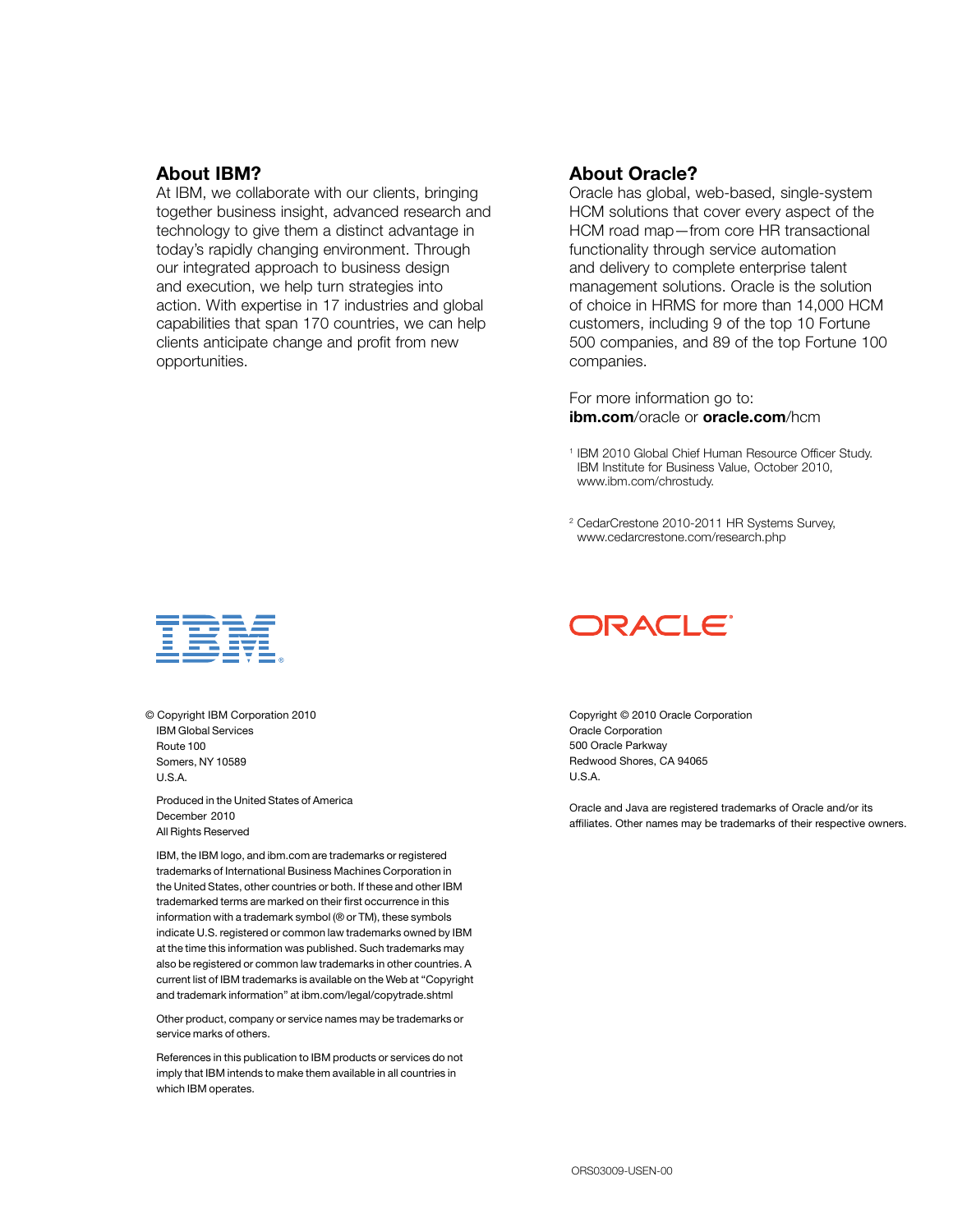## About IBM?

At IBM, we collaborate with our clients, bringing together business insight, advanced research and technology to give them a distinct advantage in today's rapidly changing environment. Through our integrated approach to business design and execution, we help turn strategies into action. With expertise in 17 industries and global capabilities that span 170 countries, we can help clients anticipate change and profit from new opportunities.

## About Oracle?

Oracle has global, web-based, single-system HCM solutions that cover every aspect of the HCM road map—from core HR transactional functionality through service automation and delivery to complete enterprise talent management solutions. Oracle is the solution of choice in HRMS for more than 14,000 HCM customers, including 9 of the top 10 Fortune 500 companies, and 89 of the top Fortune 100 companies.

For more information go to:
**ibm.com**/oracle or **oracle.com**/hcm

[1] IBM 2010 Global Chief Human Resource Officer Study. IBM Institute for Business Value, October 2010, www.ibm.com/chrostudy.

[2] CedarCrestone 2010-2011 HR Systems Survey, www.cedarcrestone.com/research.php

© Copyright IBM Corporation 2010
IBM Global Services
Route 100
Somers, NY 10589
U.S.A.

Produced in the United States of America
December 2010
All Rights Reserved

IBM, the IBM logo, and ibm.com are trademarks or registered trademarks of International Business Machines Corporation in the United States, other countries or both. If these and other IBM trademarked terms are marked on their first occurrence in this information with a trademark symbol (® or TM), these symbols indicate U.S. registered or common law trademarks owned by IBM at the time this information was published. Such trademarks may also be registered or common law trademarks in other countries. A current list of IBM trademarks is available on the Web at "Copyright and trademark information" at ibm.com/legal/copytrade.shtml

Other product, company or service names may be trademarks or service marks of others.

References in this publication to IBM products or services do not imply that IBM intends to make them available in all countries in which IBM operates.

Copyright © 2010 Oracle Corporation
Oracle Corporation
500 Oracle Parkway
Redwood Shores, CA 94065
U.S.A.

Oracle and Java are registered trademarks of Oracle and/or its affiliates. Other names may be trademarks of their respective owners.

ORS03009-USEN-00